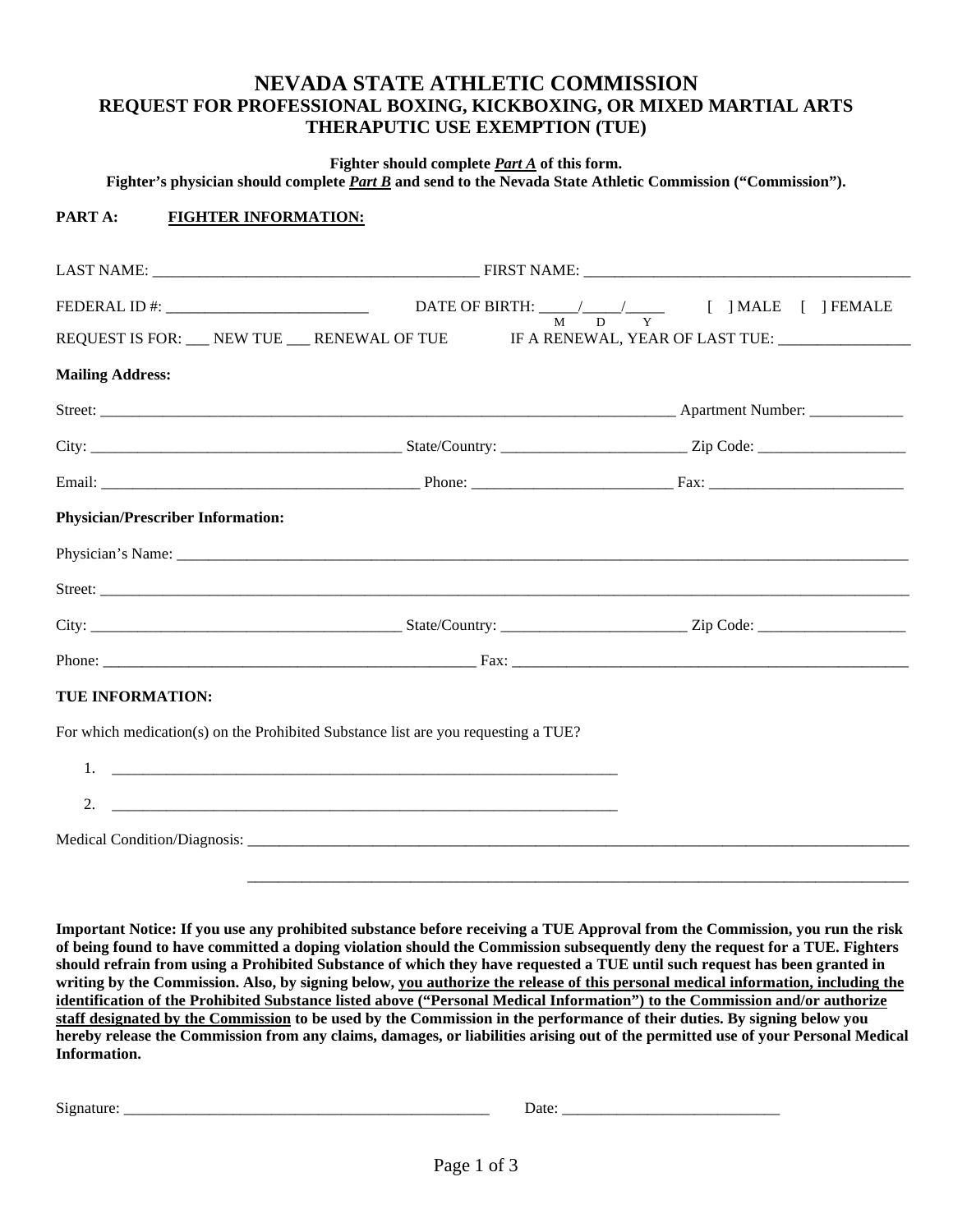# NEVADA STATE ATHLETIC COMMISSION

## REQUEST FOR PROFESSIONAL BOXING, KICKBOXING, OR MIXED MARTIAL ARTS THERAPUTIC USE EXEMPTION (TUE)

**Fighter should complete *Part A* of this form.**
**Fighter's physician should complete *Part B* and send to the Nevada State Athletic Commission ("Commission").**

**PART A: FIGHTER INFORMATION:**

LAST NAME: ________________________________________ FIRST NAME: ________________________________________

FEDERAL ID #: __________________________ DATE OF BIRTH: _____/_____/_____ (M D Y) [ ] MALE [ ] FEMALE

REQUEST IS FOR: ___ NEW TUE ___ RENEWAL OF TUE IF A RENEWAL, YEAR OF LAST TUE: _________________

**Mailing Address:**

Street: ________________________________________________________________________________ Apartment Number: ____________

City: ________________________________________ State/Country: ________________________ Zip Code: ___________________

Email: ________________________________________ Phone: _________________________ Fax: _________________________

**Physician/Prescriber Information:**

Physician's Name: ________________________________________________________________________________________________

Street: ______________________________________________________________________________________________________

City: ________________________________________ State/Country: ________________________ Zip Code: ___________________

Phone: ________________________________________________ Fax: ______________________________________________________

**TUE INFORMATION:**

For which medication(s) on the Prohibited Substance list are you requesting a TUE?

1. ____________________________________________________________________
2. ____________________________________________________________________

Medical Condition/Diagnosis: ______________________________________________________________________________________

______________________________________________________________________________________

**Important Notice: If you use any prohibited substance before receiving a TUE Approval from the Commission, you run the risk of being found to have committed a doping violation should the Commission subsequently deny the request for a TUE. Fighters should refrain from using a Prohibited Substance of which they have requested a TUE until such request has been granted in writing by the Commission. Also, by signing below, <u>you authorize the release of this personal medical information, including the identification of the Prohibited Substance listed above ("Personal Medical Information") to the Commission and/or authorize staff designated by the Commission</u> to be used by the Commission in the performance of their duties. By signing below you hereby release the Commission from any claims, damages, or liabilities arising out of the permitted use of your Personal Medical Information.**

Signature: ________________________________________________ Date: ____________________________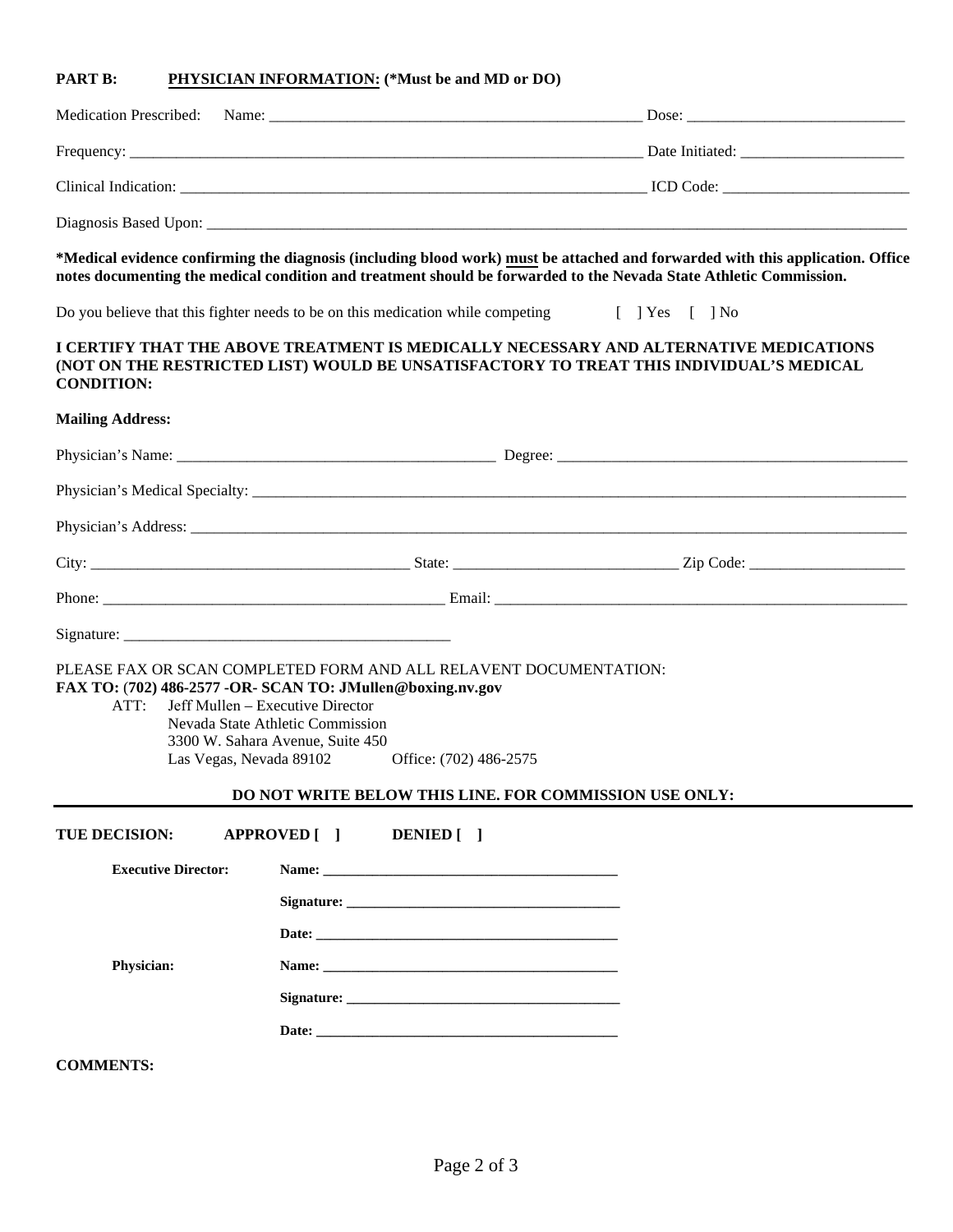**PART B:** **PHYSICIAN INFORMATION: (*Must be and MD or DO)**

Medication Prescribed: Name: ______________________________________________ Dose: ____________________________

Frequency: _____________________________________________________________________ Date Initiated: _____________________

Clinical Indication: ___________________________________________________________ ICD Code: ________________________

Diagnosis Based Upon: _____________________________________________________________________________________________

**\*Medical evidence confirming the diagnosis (including blood work) <u>must</u> be attached and forwarded with this application. Office notes documenting the medical condition and treatment should be forwarded to the Nevada State Athletic Commission.**

Do you believe that this fighter needs to be on this medication while competing [ ] Yes [ ] No

**I CERTIFY THAT THE ABOVE TREATMENT IS MEDICALLY NECESSARY AND ALTERNATIVE MEDICATIONS (NOT ON THE RESTRICTED LIST) WOULD BE UNSATISFACTORY TO TREAT THIS INDIVIDUAL'S MEDICAL CONDITION:**

**Mailing Address:**

Physician's Name: __________________________________________ Degree: ______________________________________________

Physician's Medical Specialty: ____________________________________________________________________________________

Physician's Address: _____________________________________________________________________________________________

City: _________________________________________ State: _____________________________ Zip Code: ____________________

Phone: _____________________________________________ Email: _____________________________________________________

Signature: __________________________________________

PLEASE FAX OR SCAN COMPLETED FORM AND ALL RELAVENT DOCUMENTATION:
**FAX TO: (702) 486-2577 -OR- SCAN TO: JMullen@boxing.nv.gov**

ATT: Jeff Mullen – Executive Director
Nevada State Athletic Commission
3300 W. Sahara Avenue, Suite 450
Las Vegas, Nevada 89102 Office: (702) 486-2575

**DO NOT WRITE BELOW THIS LINE. FOR COMMISSION USE ONLY:**

---

**TUE DECISION:** **APPROVED [ ]** **DENIED [ ]**

**Executive Director:**

**Name:** __________________________________________

**Signature:** ______________________________________

**Date:** ___________________________________________

**Physician:**

**Name:** __________________________________________

**Signature:** ______________________________________

**Date:** ___________________________________________

**COMMENTS:**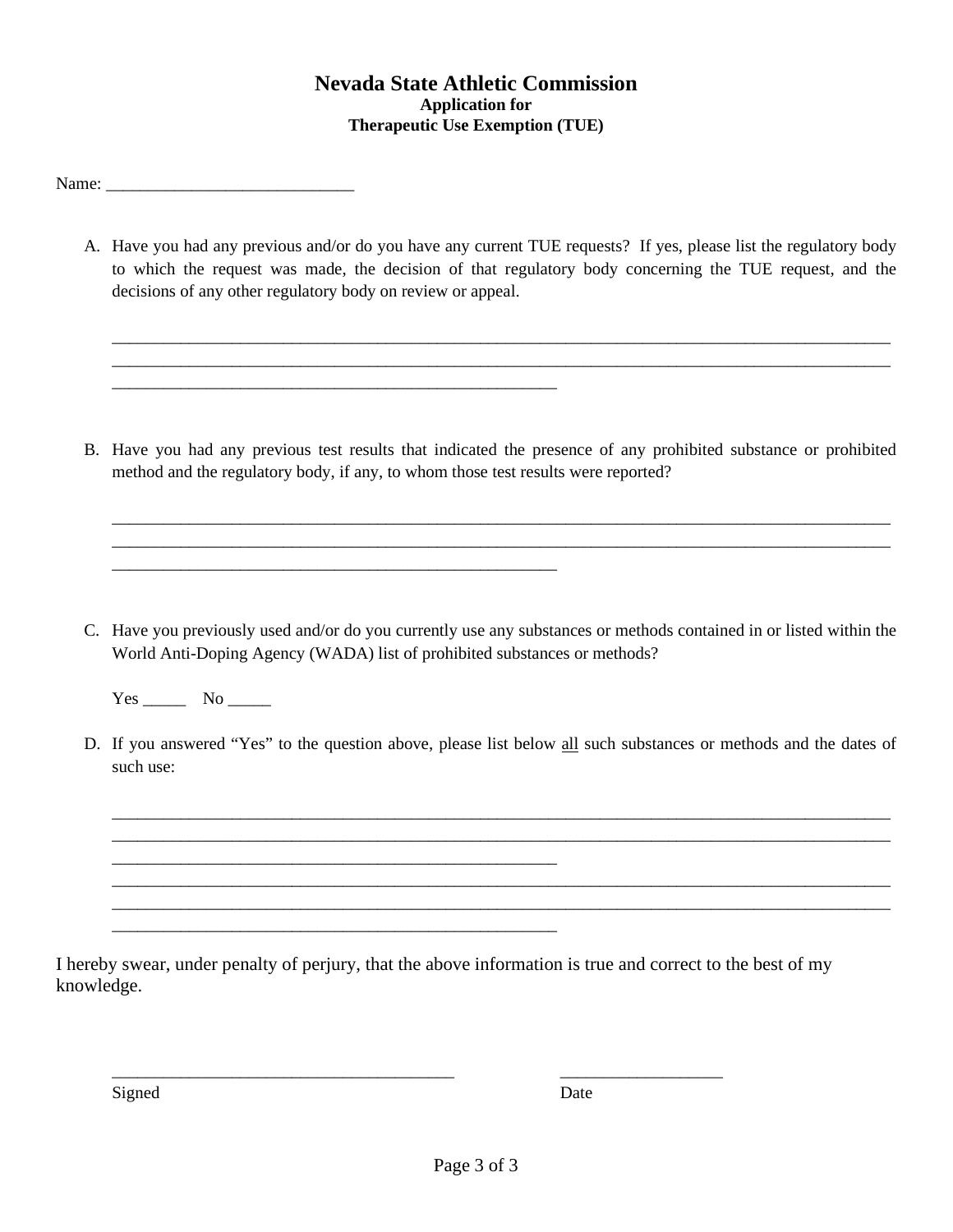# Nevada State Athletic Commission

**Application for**
**Therapeutic Use Exemption (TUE)**

Name: ____________________________

A. Have you had any previous and/or do you have any current TUE requests? If yes, please list the regulatory body to which the request was made, the decision of that regulatory body concerning the TUE request, and the decisions of any other regulatory body on review or appeal.

_____________________________________________________________________________________________
_____________________________________________________________________________________________
______________________________________________________

B. Have you had any previous test results that indicated the presence of any prohibited substance or prohibited method and the regulatory body, if any, to whom those test results were reported?

_____________________________________________________________________________________________
_____________________________________________________________________________________________
______________________________________________________

C. Have you previously used and/or do you currently use any substances or methods contained in or listed within the World Anti-Doping Agency (WADA) list of prohibited substances or methods?

Yes _____ No _____

D. If you answered "Yes" to the question above, please list below <u>all</u> such substances or methods and the dates of such use:

_____________________________________________________________________________________________
_____________________________________________________________________________________________
______________________________________________________
_____________________________________________________________________________________________
_____________________________________________________________________________________________
______________________________________________________

I hereby swear, under penalty of perjury, that the above information is true and correct to the best of my knowledge.

________________________________________ ___________________
Signed Date